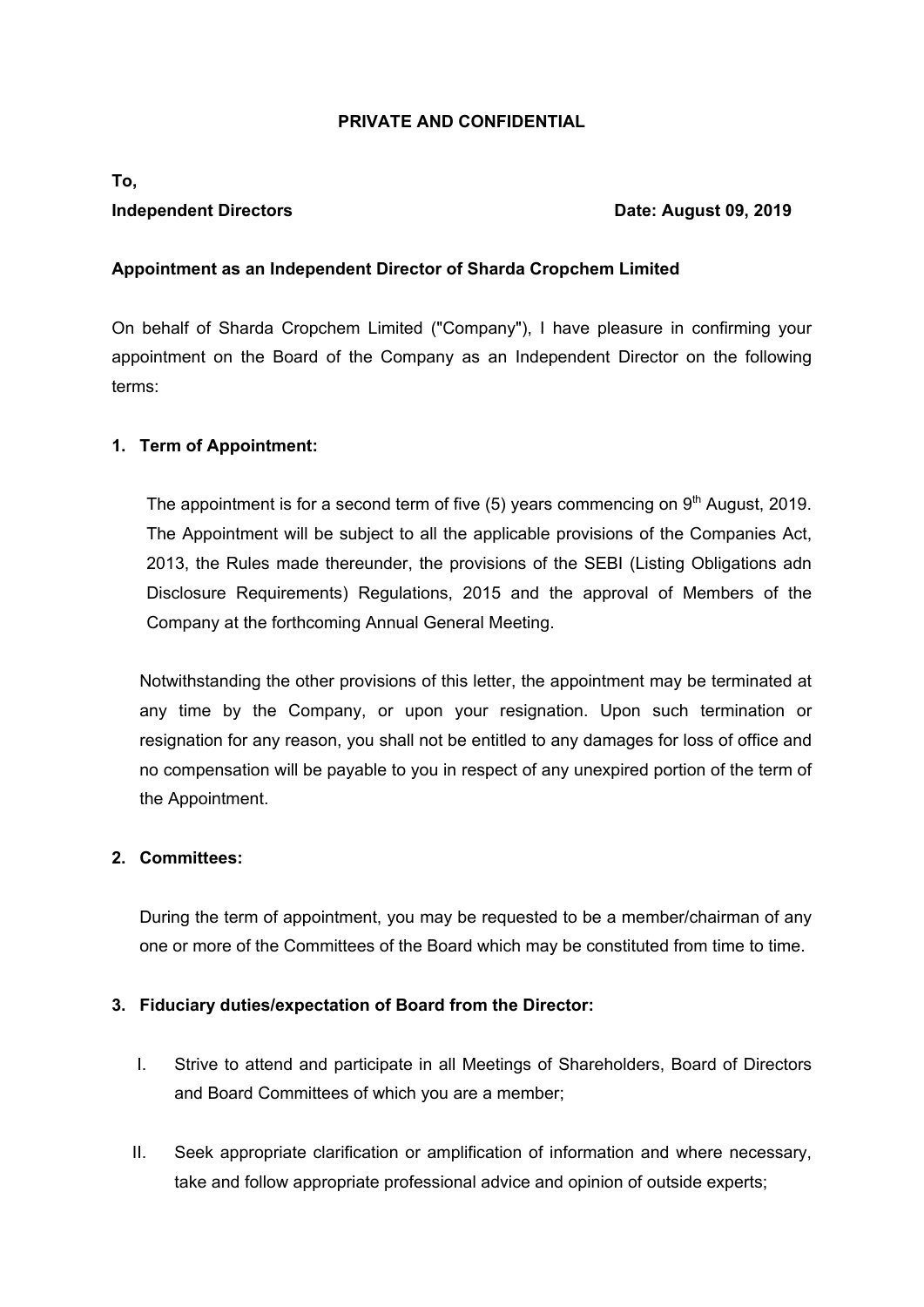**PRIVATE AND CONFIDENTIAL**

**To,**

**Independent Directors** **Date: August 09, 2019**

**Appointment as an Independent Director of Sharda Cropchem Limited**

On behalf of Sharda Cropchem Limited ("Company"), I have pleasure in confirming your appointment on the Board of the Company as an Independent Director on the following terms:

1. **Term of Appointment:**

   The appointment is for a second term of five (5) years commencing on 9th August, 2019. The Appointment will be subject to all the applicable provisions of the Companies Act, 2013, the Rules made thereunder, the provisions of the SEBI (Listing Obligations adn Disclosure Requirements) Regulations, 2015 and the approval of Members of the Company at the forthcoming Annual General Meeting.

   Notwithstanding the other provisions of this letter, the appointment may be terminated at any time by the Company, or upon your resignation. Upon such termination or resignation for any reason, you shall not be entitled to any damages for loss of office and no compensation will be payable to you in respect of any unexpired portion of the term of the Appointment.

2. **Committees:**

   During the term of appointment, you may be requested to be a member/chairman of any one or more of the Committees of the Board which may be constituted from time to time.

3. **Fiduciary duties/expectation of Board from the Director:**

   I. Strive to attend and participate in all Meetings of Shareholders, Board of Directors and Board Committees of which you are a member;

   II. Seek appropriate clarification or amplification of information and where necessary, take and follow appropriate professional advice and opinion of outside experts;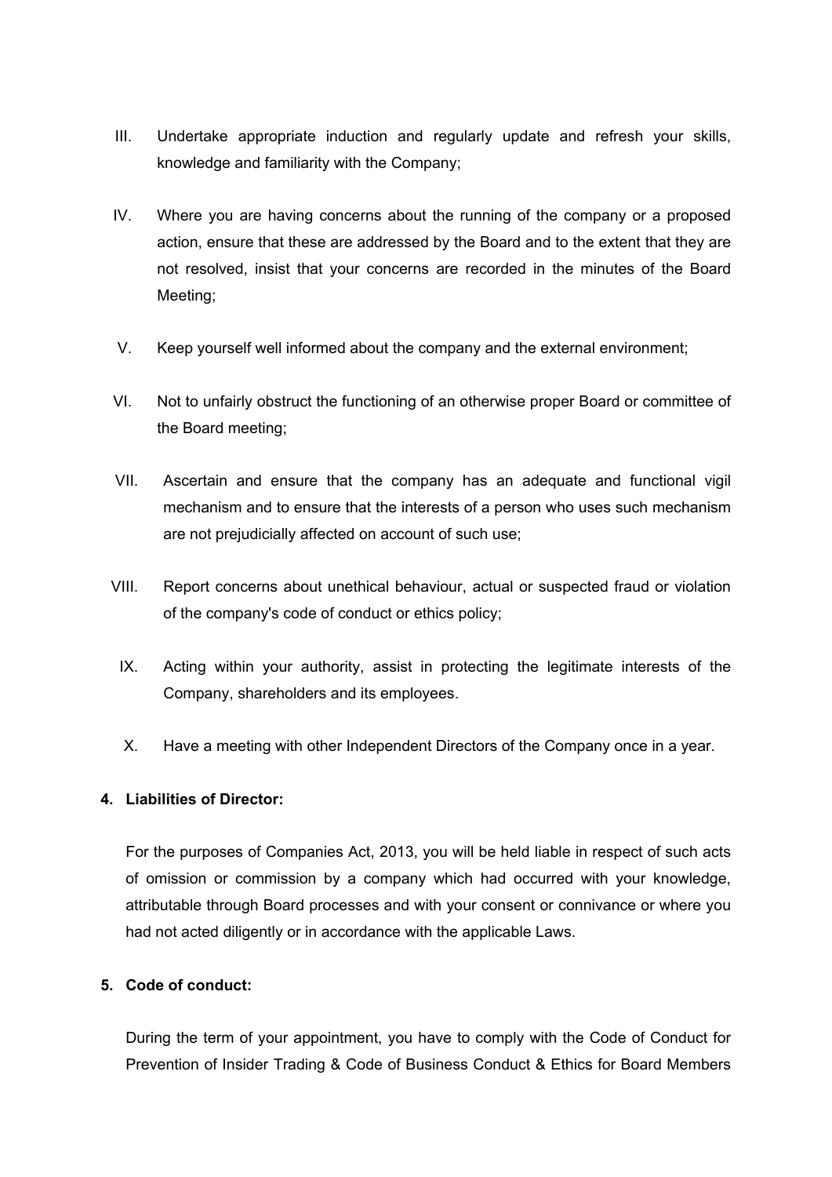III. Undertake appropriate induction and regularly update and refresh your skills, knowledge and familiarity with the Company;

IV. Where you are having concerns about the running of the company or a proposed action, ensure that these are addressed by the Board and to the extent that they are not resolved, insist that your concerns are recorded in the minutes of the Board Meeting;

V. Keep yourself well informed about the company and the external environment;

VI. Not to unfairly obstruct the functioning of an otherwise proper Board or committee of the Board meeting;

VII. Ascertain and ensure that the company has an adequate and functional vigil mechanism and to ensure that the interests of a person who uses such mechanism are not prejudicially affected on account of such use;

VIII. Report concerns about unethical behaviour, actual or suspected fraud or violation of the company's code of conduct or ethics policy;

IX. Acting within your authority, assist in protecting the legitimate interests of the Company, shareholders and its employees.

X. Have a meeting with other Independent Directors of the Company once in a year.

**4. Liabilities of Director:**

For the purposes of Companies Act, 2013, you will be held liable in respect of such acts of omission or commission by a company which had occurred with your knowledge, attributable through Board processes and with your consent or connivance or where you had not acted diligently or in accordance with the applicable Laws.

**5. Code of conduct:**

During the term of your appointment, you have to comply with the Code of Conduct for Prevention of Insider Trading & Code of Business Conduct & Ethics for Board Members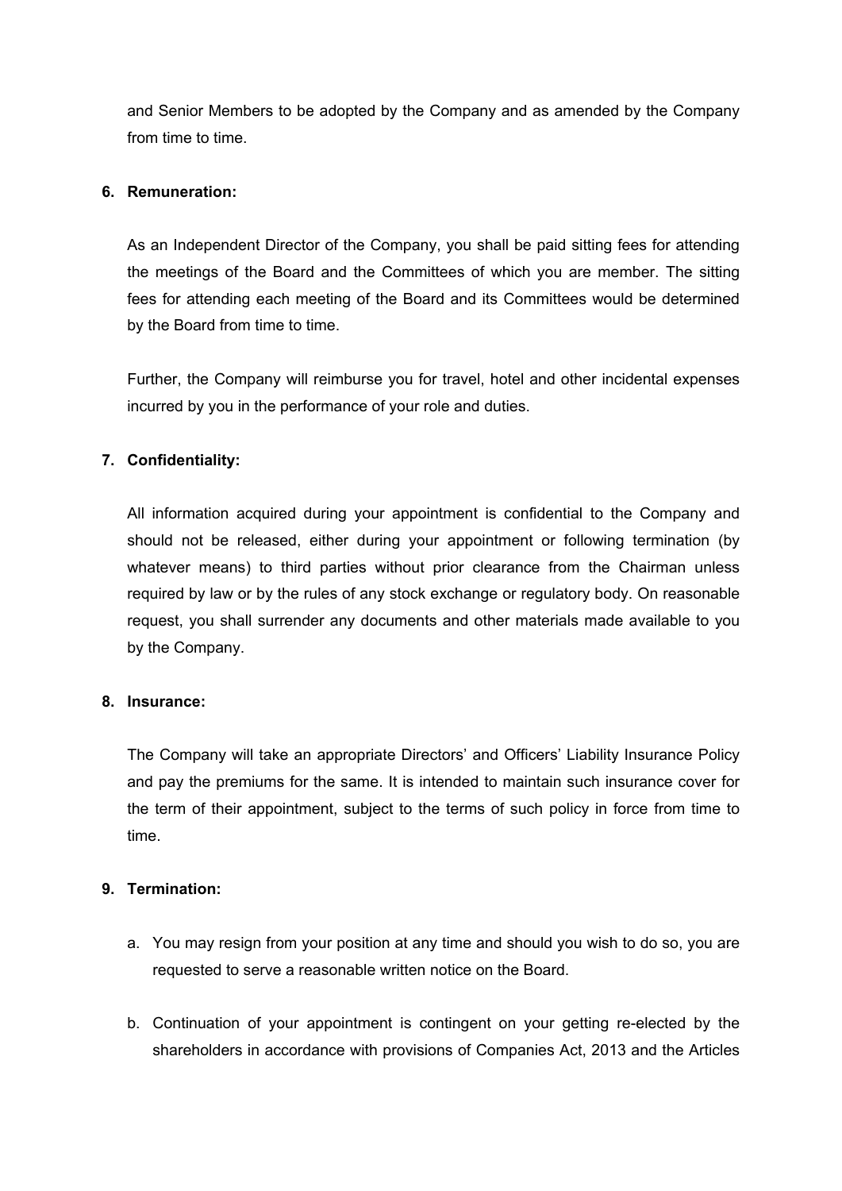and Senior Members to be adopted by the Company and as amended by the Company from time to time.

6. **Remuneration:**

   As an Independent Director of the Company, you shall be paid sitting fees for attending the meetings of the Board and the Committees of which you are member. The sitting fees for attending each meeting of the Board and its Committees would be determined by the Board from time to time.

   Further, the Company will reimburse you for travel, hotel and other incidental expenses incurred by you in the performance of your role and duties.

7. **Confidentiality:**

   All information acquired during your appointment is confidential to the Company and should not be released, either during your appointment or following termination (by whatever means) to third parties without prior clearance from the Chairman unless required by law or by the rules of any stock exchange or regulatory body. On reasonable request, you shall surrender any documents and other materials made available to you by the Company.

8. **Insurance:**

   The Company will take an appropriate Directors' and Officers' Liability Insurance Policy and pay the premiums for the same. It is intended to maintain such insurance cover for the term of their appointment, subject to the terms of such policy in force from time to time.

9. **Termination:**

   a. You may resign from your position at any time and should you wish to do so, you are requested to serve a reasonable written notice on the Board.

   b. Continuation of your appointment is contingent on your getting re-elected by the shareholders in accordance with provisions of Companies Act, 2013 and the Articles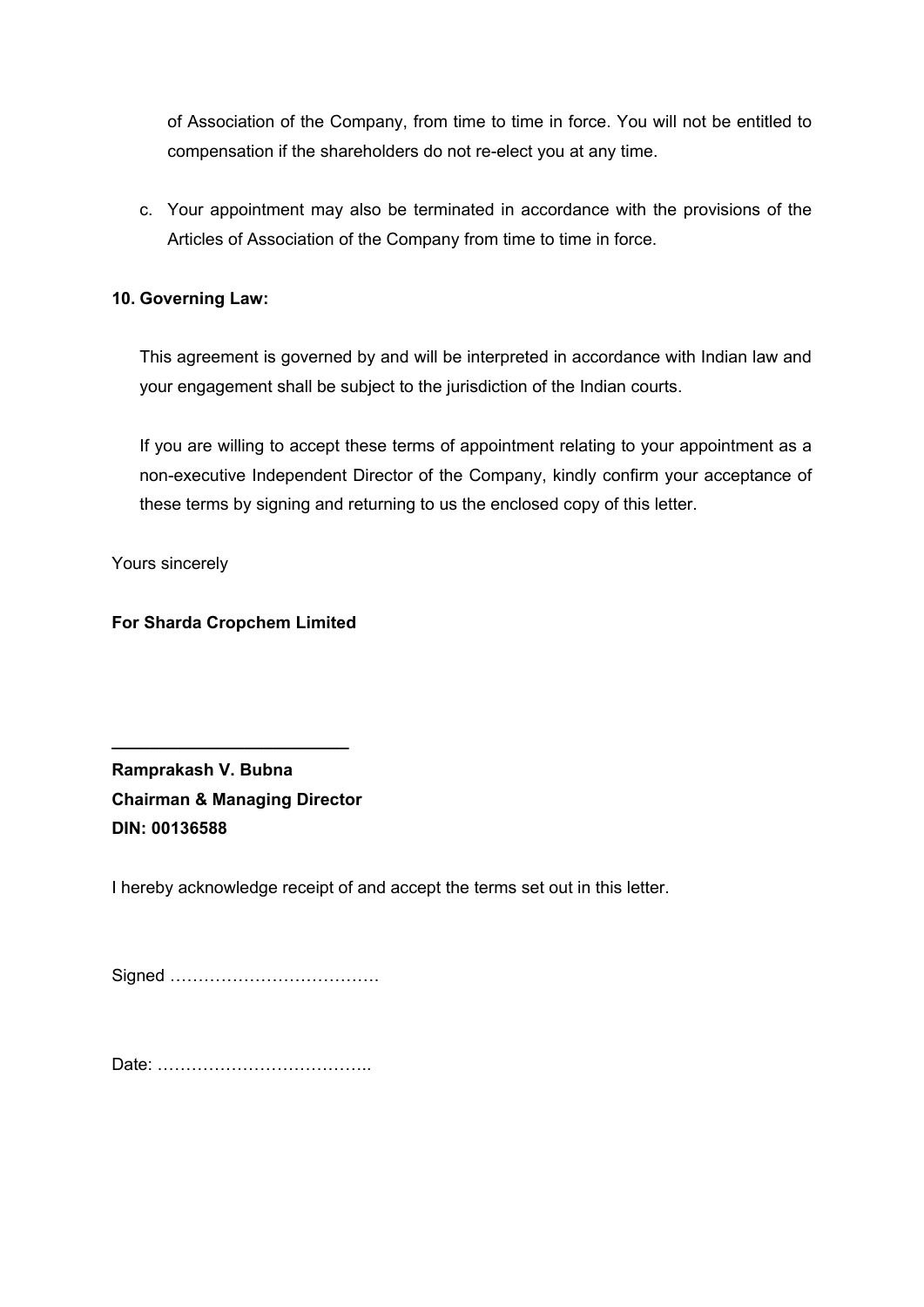of Association of the Company, from time to time in force. You will not be entitled to compensation if the shareholders do not re-elect you at any time.

c. Your appointment may also be terminated in accordance with the provisions of the Articles of Association of the Company from time to time in force.

**10. Governing Law:**

This agreement is governed by and will be interpreted in accordance with Indian law and your engagement shall be subject to the jurisdiction of the Indian courts.

If you are willing to accept these terms of appointment relating to your appointment as a non-executive Independent Director of the Company, kindly confirm your acceptance of these terms by signing and returning to us the enclosed copy of this letter.

Yours sincerely

**For Sharda Cropchem Limited**

\_\_\_\_\_\_\_\_\_\_\_\_\_\_\_\_\_\_\_\_\_\_\_\_\_

**Ramprakash V. Bubna**
**Chairman & Managing Director**
**DIN: 00136588**

I hereby acknowledge receipt of and accept the terms set out in this letter.

Signed ………………………………

Date: ………………………………..